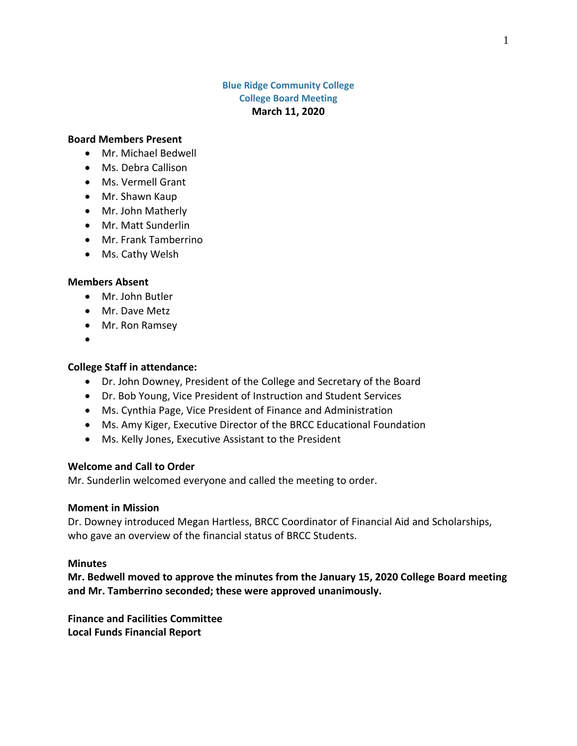# Blue Ridge Community College
## College Board Meeting
**March 11, 2020**

**Board Members Present**

- Mr. Michael Bedwell
- Ms. Debra Callison
- Ms. Vermell Grant
- Mr. Shawn Kaup
- Mr. John Matherly
- Mr. Matt Sunderlin
- Mr. Frank Tamberrino
- Ms. Cathy Welsh

**Members Absent**

- Mr. John Butler
- Mr. Dave Metz
- Mr. Ron Ramsey

**College Staff in attendance:**

- Dr. John Downey, President of the College and Secretary of the Board
- Dr. Bob Young, Vice President of Instruction and Student Services
- Ms. Cynthia Page, Vice President of Finance and Administration
- Ms. Amy Kiger, Executive Director of the BRCC Educational Foundation
- Ms. Kelly Jones, Executive Assistant to the President

**Welcome and Call to Order**

Mr. Sunderlin welcomed everyone and called the meeting to order.

**Moment in Mission**

Dr. Downey introduced Megan Hartless, BRCC Coordinator of Financial Aid and Scholarships, who gave an overview of the financial status of BRCC Students.

**Minutes**

**Mr. Bedwell moved to approve the minutes from the January 15, 2020 College Board meeting and Mr. Tamberrino seconded; these were approved unanimously.**

**Finance and Facilities Committee**
**Local Funds Financial Report**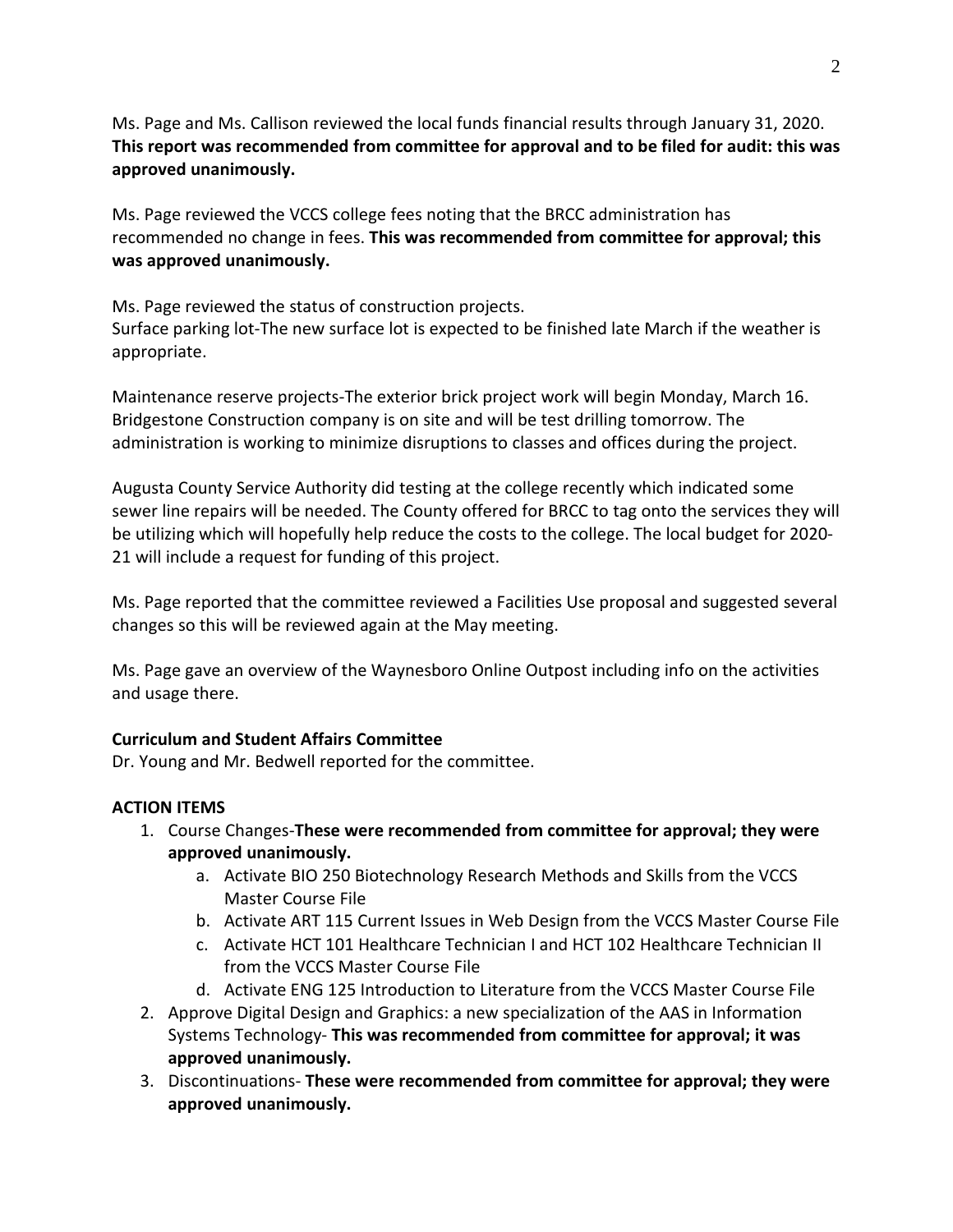Ms. Page and Ms. Callison reviewed the local funds financial results through January 31, 2020. **This report was recommended from committee for approval and to be filed for audit: this was approved unanimously.**

Ms. Page reviewed the VCCS college fees noting that the BRCC administration has recommended no change in fees. **This was recommended from committee for approval; this was approved unanimously.**

Ms. Page reviewed the status of construction projects.
Surface parking lot-The new surface lot is expected to be finished late March if the weather is appropriate.

Maintenance reserve projects-The exterior brick project work will begin Monday, March 16. Bridgestone Construction company is on site and will be test drilling tomorrow. The administration is working to minimize disruptions to classes and offices during the project.

Augusta County Service Authority did testing at the college recently which indicated some sewer line repairs will be needed. The County offered for BRCC to tag onto the services they will be utilizing which will hopefully help reduce the costs to the college. The local budget for 2020-21 will include a request for funding of this project.

Ms. Page reported that the committee reviewed a Facilities Use proposal and suggested several changes so this will be reviewed again at the May meeting.

Ms. Page gave an overview of the Waynesboro Online Outpost including info on the activities and usage there.

**Curriculum and Student Affairs Committee**
Dr. Young and Mr. Bedwell reported for the committee.

**ACTION ITEMS**

1. Course Changes-**These were recommended from committee for approval; they were approved unanimously.**
    a. Activate BIO 250 Biotechnology Research Methods and Skills from the VCCS Master Course File
    b. Activate ART 115 Current Issues in Web Design from the VCCS Master Course File
    c. Activate HCT 101 Healthcare Technician I and HCT 102 Healthcare Technician II from the VCCS Master Course File
    d. Activate ENG 125 Introduction to Literature from the VCCS Master Course File
2. Approve Digital Design and Graphics: a new specialization of the AAS in Information Systems Technology- **This was recommended from committee for approval; it was approved unanimously.**
3. Discontinuations- **These were recommended from committee for approval; they were approved unanimously.**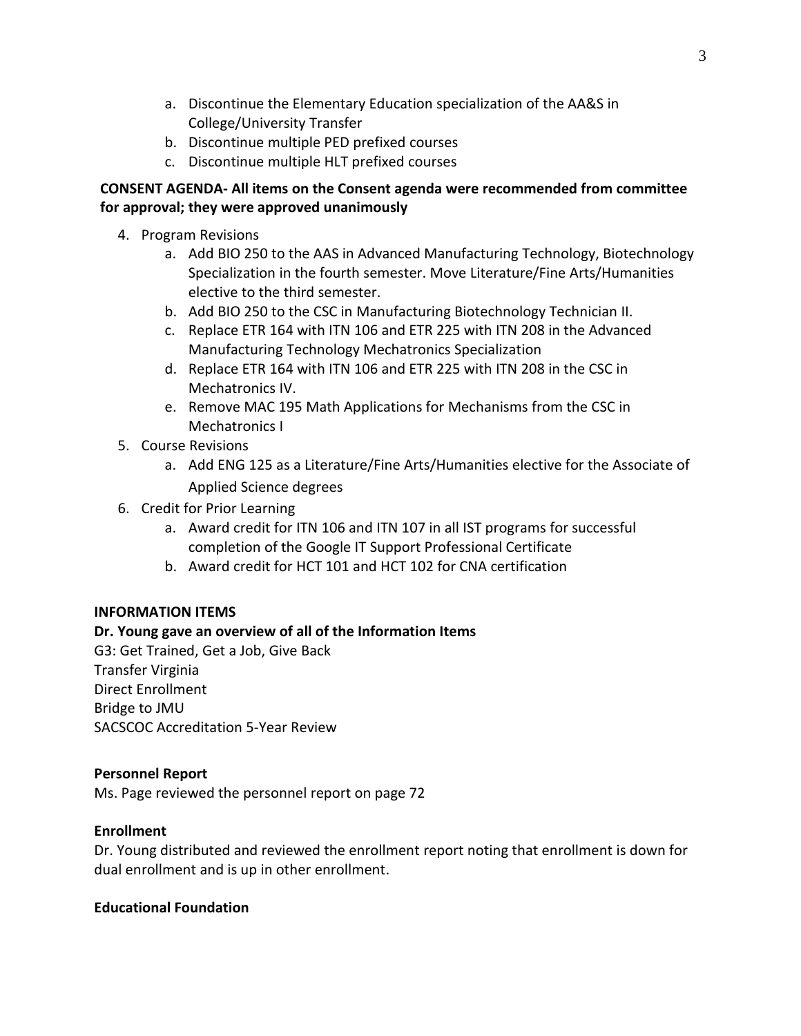a. Discontinue the Elementary Education specialization of the AA&S in College/University Transfer
   b. Discontinue multiple PED prefixed courses
   c. Discontinue multiple HLT prefixed courses

**CONSENT AGENDA- All items on the Consent agenda were recommended from committee for approval; they were approved unanimously**

4. Program Revisions
   a. Add BIO 250 to the AAS in Advanced Manufacturing Technology, Biotechnology Specialization in the fourth semester. Move Literature/Fine Arts/Humanities elective to the third semester.
   b. Add BIO 250 to the CSC in Manufacturing Biotechnology Technician II.
   c. Replace ETR 164 with ITN 106 and ETR 225 with ITN 208 in the Advanced Manufacturing Technology Mechatronics Specialization
   d. Replace ETR 164 with ITN 106 and ETR 225 with ITN 208 in the CSC in Mechatronics IV.
   e. Remove MAC 195 Math Applications for Mechanisms from the CSC in Mechatronics I
5. Course Revisions
   a. Add ENG 125 as a Literature/Fine Arts/Humanities elective for the Associate of Applied Science degrees
6. Credit for Prior Learning
   a. Award credit for ITN 106 and ITN 107 in all IST programs for successful completion of the Google IT Support Professional Certificate
   b. Award credit for HCT 101 and HCT 102 for CNA certification

**INFORMATION ITEMS**

**Dr. Young gave an overview of all of the Information Items**

G3: Get Trained, Get a Job, Give Back
Transfer Virginia
Direct Enrollment
Bridge to JMU
SACSCOC Accreditation 5-Year Review

**Personnel Report**

Ms. Page reviewed the personnel report on page 72

**Enrollment**

Dr. Young distributed and reviewed the enrollment report noting that enrollment is down for dual enrollment and is up in other enrollment.

**Educational Foundation**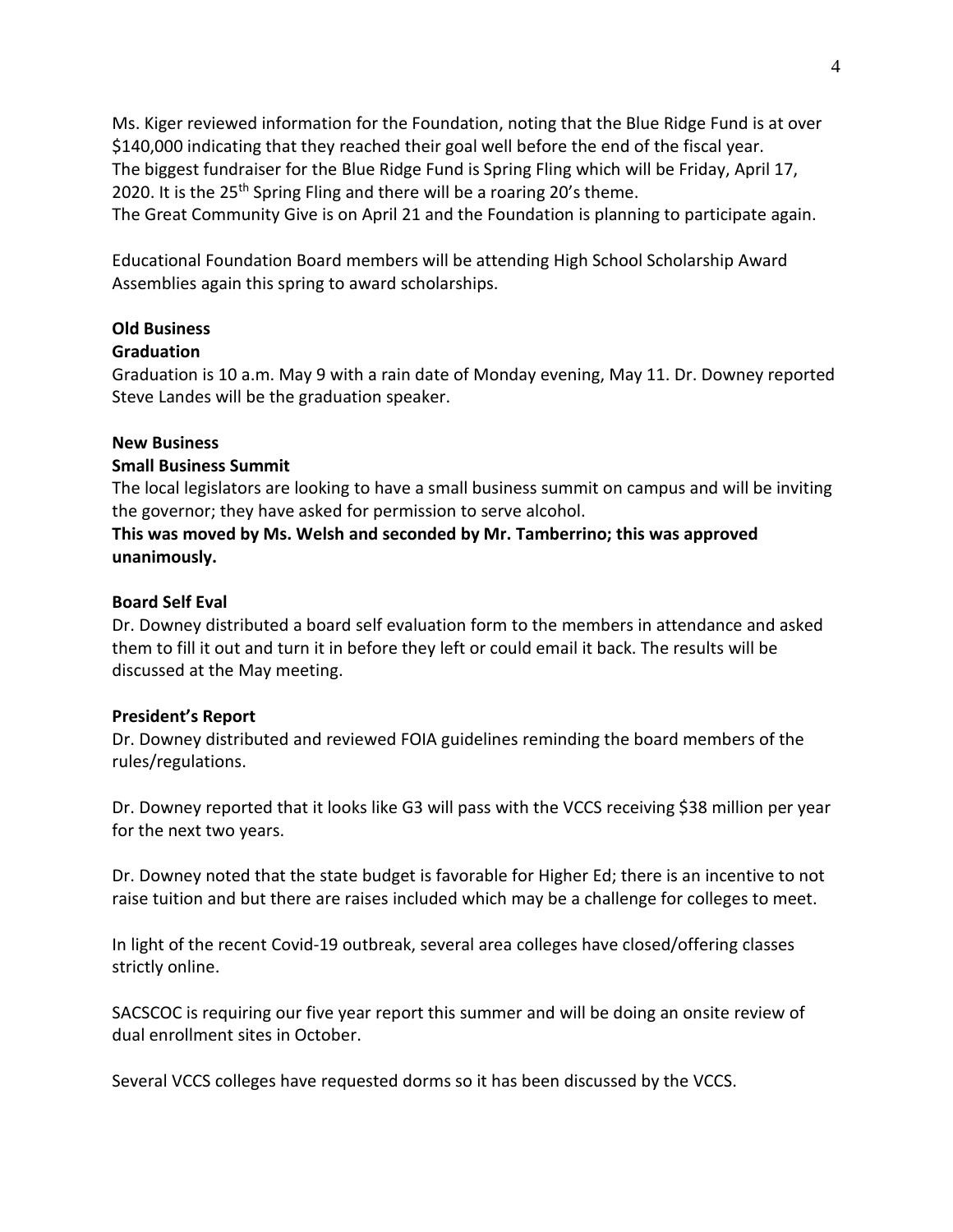Ms. Kiger reviewed information for the Foundation, noting that the Blue Ridge Fund is at over \$140,000 indicating that they reached their goal well before the end of the fiscal year. The biggest fundraiser for the Blue Ridge Fund is Spring Fling which will be Friday, April 17, 2020. It is the 25th Spring Fling and there will be a roaring 20's theme. The Great Community Give is on April 21 and the Foundation is planning to participate again.

Educational Foundation Board members will be attending High School Scholarship Award Assemblies again this spring to award scholarships.

**Old Business**

**Graduation**

Graduation is 10 a.m. May 9 with a rain date of Monday evening, May 11. Dr. Downey reported Steve Landes will be the graduation speaker.

**New Business**

**Small Business Summit**

The local legislators are looking to have a small business summit on campus and will be inviting the governor; they have asked for permission to serve alcohol.

**This was moved by Ms. Welsh and seconded by Mr. Tamberrino; this was approved unanimously.**

**Board Self Eval**

Dr. Downey distributed a board self evaluation form to the members in attendance and asked them to fill it out and turn it in before they left or could email it back. The results will be discussed at the May meeting.

**President's Report**

Dr. Downey distributed and reviewed FOIA guidelines reminding the board members of the rules/regulations.

Dr. Downey reported that it looks like G3 will pass with the VCCS receiving \$38 million per year for the next two years.

Dr. Downey noted that the state budget is favorable for Higher Ed; there is an incentive to not raise tuition and but there are raises included which may be a challenge for colleges to meet.

In light of the recent Covid-19 outbreak, several area colleges have closed/offering classes strictly online.

SACSCOC is requiring our five year report this summer and will be doing an onsite review of dual enrollment sites in October.

Several VCCS colleges have requested dorms so it has been discussed by the VCCS.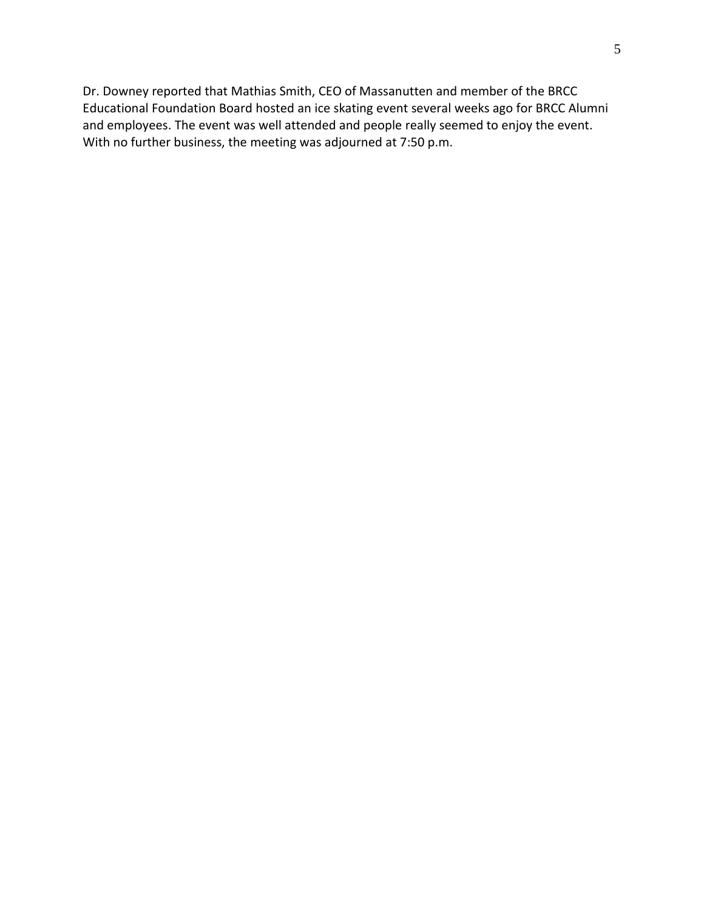Dr. Downey reported that Mathias Smith, CEO of Massanutten and member of the BRCC Educational Foundation Board hosted an ice skating event several weeks ago for BRCC Alumni and employees. The event was well attended and people really seemed to enjoy the event. With no further business, the meeting was adjourned at 7:50 p.m.